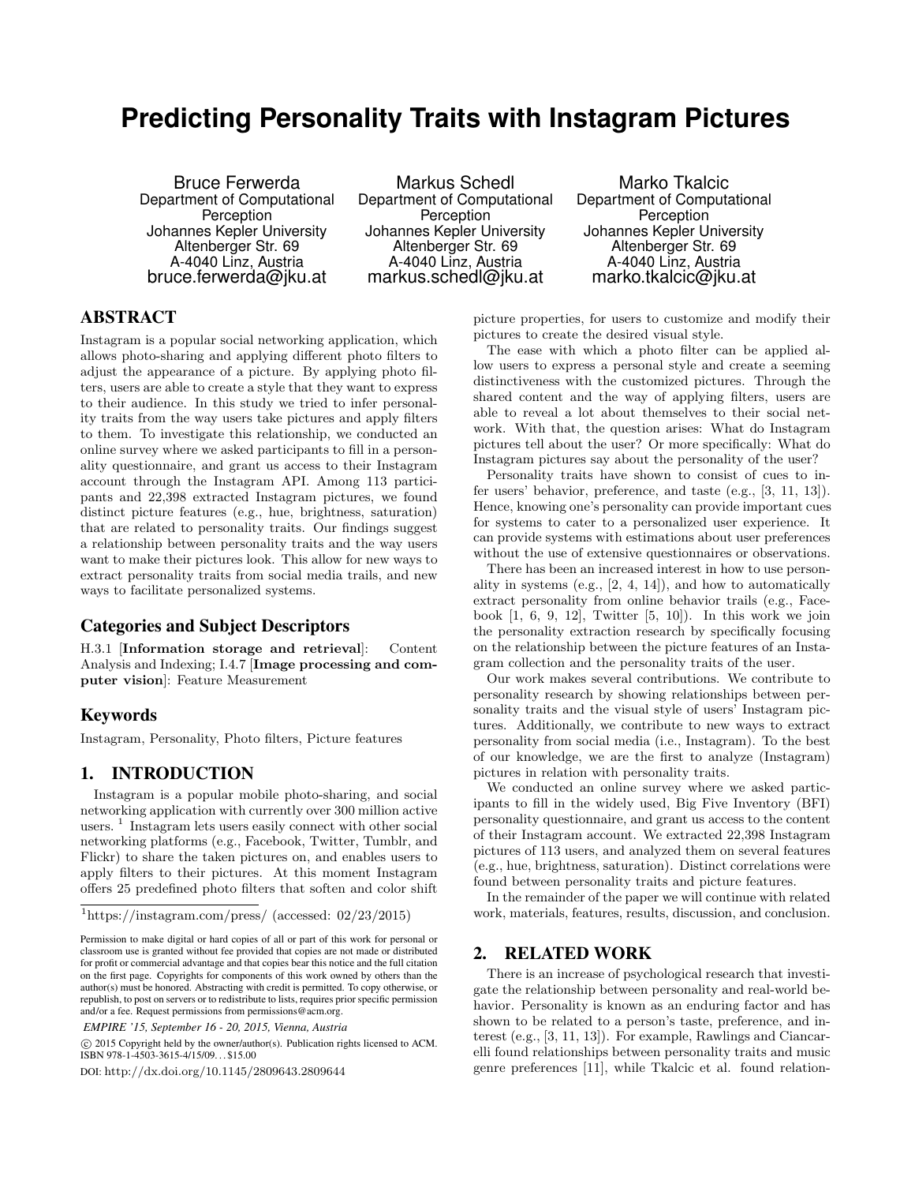# Predicting Personality Traits with Instagram Pictures

Bruce Ferwerda
Department of Computational Perception
Johannes Kepler University
Altenberger Str. 69
A-4040 Linz, Austria
bruce.ferwerda@jku.at

Markus Schedl
Department of Computational Perception
Johannes Kepler University
Altenberger Str. 69
A-4040 Linz, Austria
markus.schedl@jku.at

Marko Tkalcic
Department of Computational Perception
Johannes Kepler University
Altenberger Str. 69
A-4040 Linz, Austria
marko.tkalcic@jku.at

## ABSTRACT

Instagram is a popular social networking application, which allows photo-sharing and applying different photo filters to adjust the appearance of a picture. By applying photo filters, users are able to create a style that they want to express to their audience. In this study we tried to infer personality traits from the way users take pictures and apply filters to them. To investigate this relationship, we conducted an online survey where we asked participants to fill in a personality questionnaire, and grant us access to their Instagram account through the Instagram API. Among 113 participants and 22,398 extracted Instagram pictures, we found distinct picture features (e.g., hue, brightness, saturation) that are related to personality traits. Our findings suggest a relationship between personality traits and the way users want to make their pictures look. This allow for new ways to extract personality traits from social media trails, and new ways to facilitate personalized systems.

### Categories and Subject Descriptors

H.3.1 [**Information storage and retrieval**]: Content Analysis and Indexing; I.4.7 [**Image processing and computer vision**]: Feature Measurement

### Keywords

Instagram, Personality, Photo filters, Picture features

## 1. INTRODUCTION

Instagram is a popular mobile photo-sharing, and social networking application with currently over 300 million active users. [1] Instagram lets users easily connect with other social networking platforms (e.g., Facebook, Twitter, Tumblr, and Flickr) to share the taken pictures on, and enables users to apply filters to their pictures. At this moment Instagram offers 25 predefined photo filters that soften and color shift picture properties, for users to customize and modify their pictures to create the desired visual style.

The ease with which a photo filter can be applied allow users to express a personal style and create a seeming distinctiveness with the customized pictures. Through the shared content and the way of applying filters, users are able to reveal a lot about themselves to their social network. With that, the question arises: What do Instagram pictures tell about the user? Or more specifically: What do Instagram pictures say about the personality of the user?

Personality traits have shown to consist of cues to infer users' behavior, preference, and taste (e.g., [3, 11, 13]). Hence, knowing one's personality can provide important cues for systems to cater to a personalized user experience. It can provide systems with estimations about user preferences without the use of extensive questionnaires or observations.

There has been an increased interest in how to use personality in systems (e.g., [2, 4, 14]), and how to automatically extract personality from online behavior trails (e.g., Facebook [1, 6, 9, 12], Twitter [5, 10]). In this work we join the personality extraction research by specifically focusing on the relationship between the picture features of an Instagram collection and the personality traits of the user.

Our work makes several contributions. We contribute to personality research by showing relationships between personality traits and the visual style of users' Instagram pictures. Additionally, we contribute to new ways to extract personality from social media (i.e., Instagram). To the best of our knowledge, we are the first to analyze (Instagram) pictures in relation with personality traits.

We conducted an online survey where we asked participants to fill in the widely used, Big Five Inventory (BFI) personality questionnaire, and grant us access to the content of their Instagram account. We extracted 22,398 Instagram pictures of 113 users, and analyzed them on several features (e.g., hue, brightness, saturation). Distinct correlations were found between personality traits and picture features.

In the remainder of the paper we will continue with related work, materials, features, results, discussion, and conclusion.

## 2. RELATED WORK

There is an increase of psychological research that investigate the relationship between personality and real-world behavior. Personality is known as an enduring factor and has shown to be related to a person's taste, preference, and interest (e.g., [3, 11, 13]). For example, Rawlings and Ciancarelli found relationships between personality traits and music genre preferences [11], while Tkalcic et al. found relation-

[1] https://instagram.com/press/ (accessed: 02/23/2015)

Permission to make digital or hard copies of all or part of this work for personal or classroom use is granted without fee provided that copies are not made or distributed for profit or commercial advantage and that copies bear this notice and the full citation on the first page. Copyrights for components of this work owned by others than the author(s) must be honored. Abstracting with credit is permitted. To copy otherwise, or republish, to post on servers or to redistribute to lists, requires prior specific permission and/or a fee. Request permissions from permissions@acm.org.

*EMPIRE '15, September 16 - 20, 2015, Vienna, Austria*

© 2015 Copyright held by the owner/author(s). Publication rights licensed to ACM. ISBN 978-1-4503-3615-4/15/09 ...$15.00

DOI: http://dx.doi.org/10.1145/2809643.2809644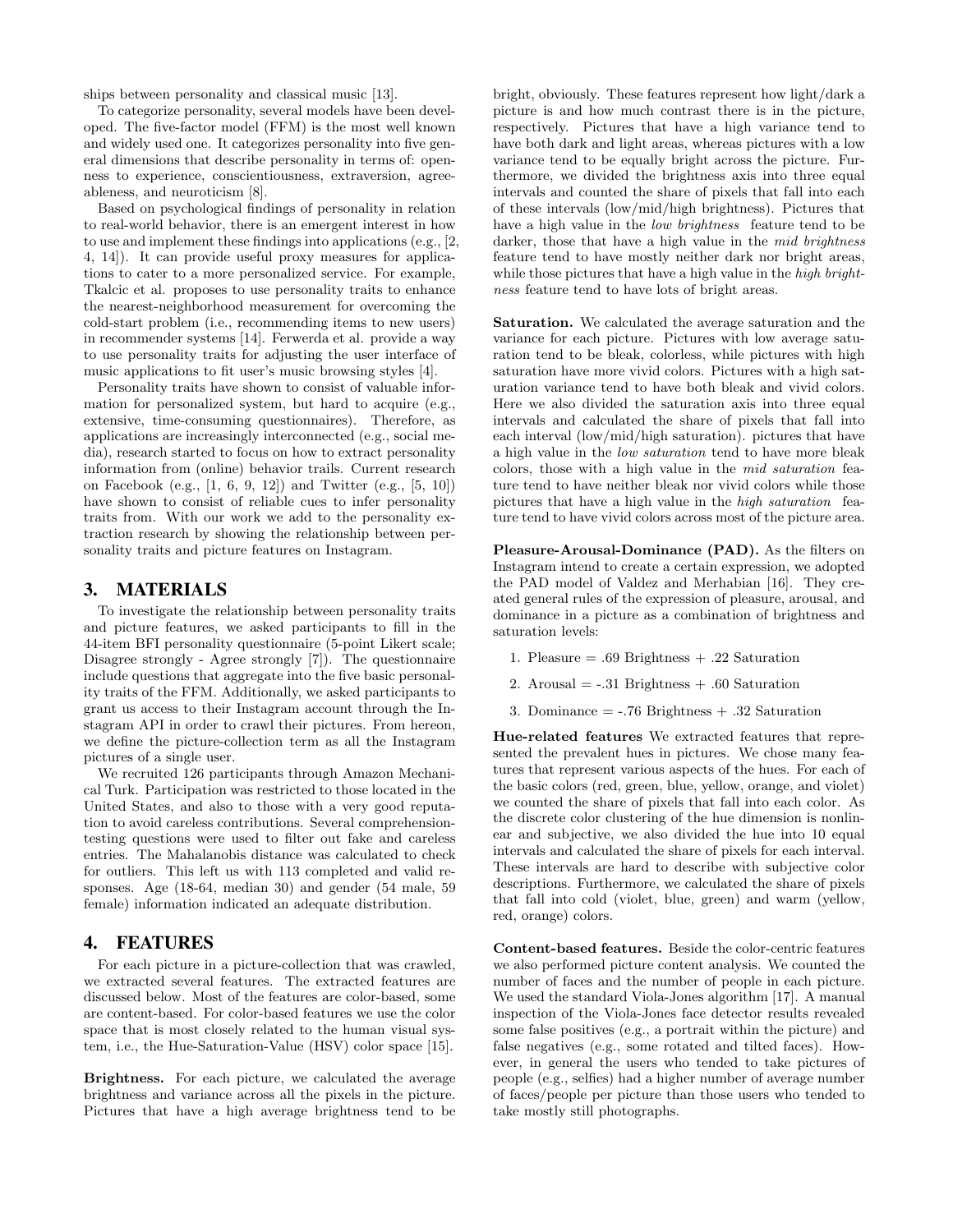ships between personality and classical music [13].

To categorize personality, several models have been developed. The five-factor model (FFM) is the most well known and widely used one. It categorizes personality into five general dimensions that describe personality in terms of: openness to experience, conscientiousness, extraversion, agreeableness, and neuroticism [8].

Based on psychological findings of personality in relation to real-world behavior, there is an emergent interest in how to use and implement these findings into applications (e.g., [2, 4, 14]). It can provide useful proxy measures for applications to cater to a more personalized service. For example, Tkalcic et al. proposes to use personality traits to enhance the nearest-neighborhood measurement for overcoming the cold-start problem (i.e., recommending items to new users) in recommender systems [14]. Ferwerda et al. provide a way to use personality traits for adjusting the user interface of music applications to fit user's music browsing styles [4].

Personality traits have shown to consist of valuable information for personalized system, but hard to acquire (e.g., extensive, time-consuming questionnaires). Therefore, as applications are increasingly interconnected (e.g., social media), research started to focus on how to extract personality information from (online) behavior trails. Current research on Facebook (e.g., [1, 6, 9, 12]) and Twitter (e.g., [5, 10]) have shown to consist of reliable cues to infer personality traits from. With our work we add to the personality extraction research by showing the relationship between personality traits and picture features on Instagram.

## 3. MATERIALS

To investigate the relationship between personality traits and picture features, we asked participants to fill in the 44-item BFI personality questionnaire (5-point Likert scale; Disagree strongly - Agree strongly [7]). The questionnaire include questions that aggregate into the five basic personality traits of the FFM. Additionally, we asked participants to grant us access to their Instagram account through the Instagram API in order to crawl their pictures. From hereon, we define the picture-collection term as all the Instagram pictures of a single user.

We recruited 126 participants through Amazon Mechanical Turk. Participation was restricted to those located in the United States, and also to those with a very good reputation to avoid careless contributions. Several comprehension-testing questions were used to filter out fake and careless entries. The Mahalanobis distance was calculated to check for outliers. This left us with 113 completed and valid responses. Age (18-64, median 30) and gender (54 male, 59 female) information indicated an adequate distribution.

## 4. FEATURES

For each picture in a picture-collection that was crawled, we extracted several features. The extracted features are discussed below. Most of the features are color-based, some are content-based. For color-based features we use the color space that is most closely related to the human visual system, i.e., the Hue-Saturation-Value (HSV) color space [15].

**Brightness.** For each picture, we calculated the average brightness and variance across all the pixels in the picture. Pictures that have a high average brightness tend to be bright, obviously. These features represent how light/dark a picture is and how much contrast there is in the picture, respectively. Pictures that have a high variance tend to have both dark and light areas, whereas pictures with a low variance tend to be equally bright across the picture. Furthermore, we divided the brightness axis into three equal intervals and counted the share of pixels that fall into each of these intervals (low/mid/high brightness). Pictures that have a high value in the *low brightness* feature tend to be darker, those that have a high value in the *mid brightness* feature tend to have mostly neither dark nor bright areas, while those pictures that have a high value in the *high brightness* feature tend to have lots of bright areas.

**Saturation.** We calculated the average saturation and the variance for each picture. Pictures with low average saturation tend to be bleak, colorless, while pictures with high saturation have more vivid colors. Pictures with a high saturation variance tend to have both bleak and vivid colors. Here we also divided the saturation axis into three equal intervals and calculated the share of pixels that fall into each interval (low/mid/high saturation). pictures that have a high value in the *low saturation* tend to have more bleak colors, those with a high value in the *mid saturation* feature tend to have neither bleak nor vivid colors while those pictures that have a high value in the *high saturation* feature tend to have vivid colors across most of the picture area.

**Pleasure-Arousal-Dominance (PAD).** As the filters on Instagram intend to create a certain expression, we adopted the PAD model of Valdez and Merhabian [16]. They created general rules of the expression of pleasure, arousal, and dominance in a picture as a combination of brightness and saturation levels:

1. Pleasure = .69 Brightness + .22 Saturation
2. Arousal = -.31 Brightness + .60 Saturation
3. Dominance = -.76 Brightness + .32 Saturation

**Hue-related features** We extracted features that represented the prevalent hues in pictures. We chose many features that represent various aspects of the hues. For each of the basic colors (red, green, blue, yellow, orange, and violet) we counted the share of pixels that fall into each color. As the discrete color clustering of the hue dimension is nonlinear and subjective, we also divided the hue into 10 equal intervals and calculated the share of pixels for each interval. These intervals are hard to describe with subjective color descriptions. Furthermore, we calculated the share of pixels that fall into cold (violet, blue, green) and warm (yellow, red, orange) colors.

**Content-based features.** Beside the color-centric features we also performed picture content analysis. We counted the number of faces and the number of people in each picture. We used the standard Viola-Jones algorithm [17]. A manual inspection of the Viola-Jones face detector results revealed some false positives (e.g., a portrait within the picture) and false negatives (e.g., some rotated and tilted faces). However, in general the users who tended to take pictures of people (e.g., selfies) had a higher number of average number of faces/people per picture than those users who tended to take mostly still photographs.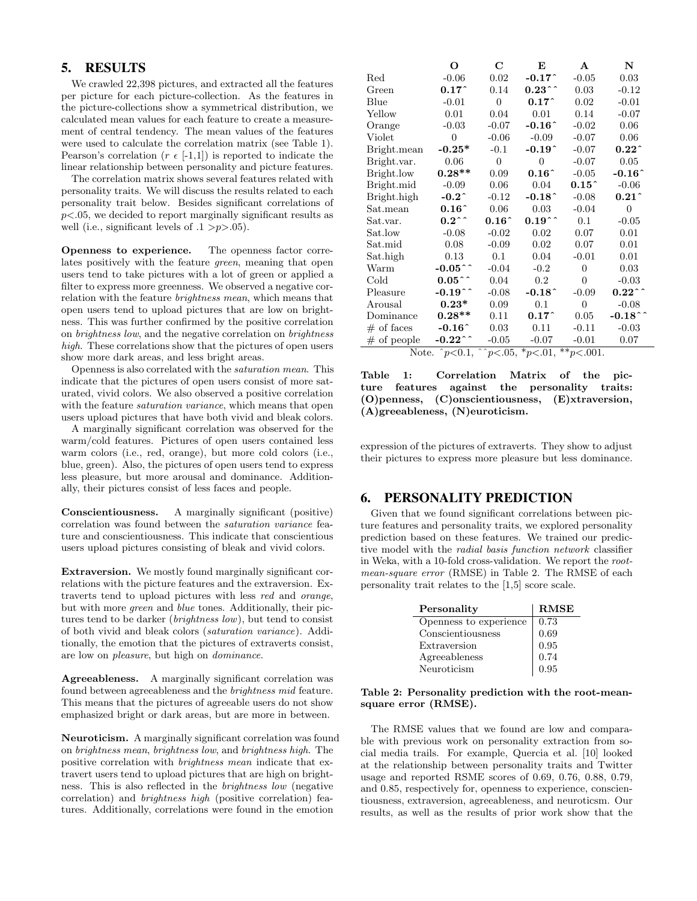## 5. RESULTS

We crawled 22,398 pictures, and extracted all the features per picture for each picture-collection. As the features in the picture-collections show a symmetrical distribution, we calculated mean values for each feature to create a measurement of central tendency. The mean values of the features were used to calculate the correlation matrix (see Table 1). Pearson's correlation ($r \in [-1,1]$) is reported to indicate the linear relationship between personality and picture features.

The correlation matrix shows several features related with personality traits. We will discuss the results related to each personality trait below. Besides significant correlations of $p<.05$, we decided to report marginally significant results as well (i.e., significant levels of $.1 > p > .05$).

**Openness to experience.** The openness factor correlates positively with the feature *green*, meaning that open users tend to take pictures with a lot of green or applied a filter to express more greenness. We observed a negative correlation with the feature *brightness mean*, which means that open users tend to upload pictures that are low on brightness. This was further confirmed by the positive correlation on *brightness low*, and the negative correlation on *brightness high*. These correlations show that the pictures of open users show more dark areas, and less bright areas.

Openness is also correlated with the *saturation mean*. This indicate that the pictures of open users consist of more saturated, vivid colors. We also observed a positive correlation with the feature *saturation variance*, which means that open users upload pictures that have both vivid and bleak colors.

A marginally significant correlation was observed for the warm/cold features. Pictures of open users contained less warm colors (i.e., red, orange), but more cold colors (i.e., blue, green). Also, the pictures of open users tend to express less pleasure, but more arousal and dominance. Additionally, their pictures consist of less faces and people.

**Conscientiousness.** A marginally significant (positive) correlation was found between the *saturation variance* feature and conscientiousness. This indicate that conscientious users upload pictures consisting of bleak and vivid colors.

**Extraversion.** We mostly found marginally significant correlations with the picture features and the extraversion. Extraverts tend to upload pictures with less *red* and *orange*, but with more *green* and *blue* tones. Additionally, their pictures tend to be darker (*brightness low*), but tend to consist of both vivid and bleak colors (*saturation variance*). Additionally, the emotion that the pictures of extraverts consist, are low on *pleasure*, but high on *dominance*.

**Agreeableness.** A marginally significant correlation was found between agreeableness and the *brightness mid* feature. This means that the pictures of agreeable users do not show emphasized bright or dark areas, but are more in between.

**Neuroticism.** A marginally significant correlation was found on *brightness mean*, *brightness low*, and *brightness high*. The positive correlation with *brightness mean* indicate that extravert users tend to upload pictures that are high on brightness. This is also reflected in the *brightness low* (negative correlation) and *brightness high* (positive correlation) features. Additionally, correlations were found in the emotion expression of the pictures of extraverts. They show to adjust their pictures to express more pleasure but less dominance.

| | O | C | E | A | N |
|---|---|---|---|---|---|
| Red | -0.06 | 0.02 | **-0.17^** | -0.05 | 0.03 |
| Green | **0.17^** | 0.14 | **0.23^^** | 0.03 | -0.12 |
| Blue | -0.01 | 0 | **0.17^** | 0.02 | -0.01 |
| Yellow | 0.01 | 0.04 | 0.01 | 0.14 | -0.07 |
| Orange | -0.03 | -0.07 | **-0.16^** | -0.02 | 0.06 |
| Violet | 0 | -0.06 | -0.09 | -0.07 | 0.06 |
| Bright.mean | **-0.25*** | -0.1 | **-0.19^** | -0.07 | **0.22^** |
| Bright.var. | 0.06 | 0 | 0 | -0.07 | 0.05 |
| Bright.low | **0.28**** | 0.09 | **0.16^** | -0.05 | **-0.16^** |
| Bright.mid | -0.09 | 0.06 | 0.04 | **0.15^** | -0.06 |
| Bright.high | **-0.2^** | -0.12 | **-0.18^** | -0.08 | **0.21^** |
| Sat.mean | **0.16^** | 0.06 | 0.03 | -0.04 | 0 |
| Sat.var. | **0.2^^** | **0.16^** | **0.19^^** | 0.1 | -0.05 |
| Sat.low | -0.08 | -0.02 | 0.02 | 0.07 | 0.01 |
| Sat.mid | 0.08 | -0.09 | 0.02 | 0.07 | 0.01 |
| Sat.high | 0.13 | 0.1 | 0.04 | -0.01 | 0.01 |
| Warm | **-0.05^^** | -0.04 | -0.2 | 0 | 0.03 |
| Cold | **0.05^^** | 0.04 | 0.2 | 0 | -0.03 |
| Pleasure | **-0.19^^** | -0.08 | **-0.18^** | -0.09 | **0.22^^** |
| Arousal | **0.23*** | 0.09 | 0.1 | 0 | -0.08 |
| Dominance | **0.28**** | 0.11 | **0.17^** | 0.05 | **-0.18^^** |
| # of faces | **-0.16^** | 0.03 | 0.11 | -0.11 | -0.03 |
| # of people | **-0.22^^** | -0.05 | -0.07 | -0.01 | 0.07 |

Note. ^$p<0.1$, ^^$p<.05$, *$p<.01$, **$p<.001$.

**Table 1: Correlation Matrix of the picture features against the personality traits: (O)penness, (C)onscientiousness, (E)xtraversion, (A)greeableness, (N)euroticism.**

## 6. PERSONALITY PREDICTION

Given that we found significant correlations between picture features and personality traits, we explored personality prediction based on these features. We trained our predictive model with the *radial basis function network* classifier in Weka, with a 10-fold cross-validation. We report the *root-mean-square error* (RMSE) in Table 2. The RMSE of each personality trait relates to the [1,5] score scale.

| Personality | RMSE |
|---|---|
| Openness to experience | 0.73 |
| Conscientiousness | 0.69 |
| Extraversion | 0.95 |
| Agreeableness | 0.74 |
| Neuroticism | 0.95 |

**Table 2: Personality prediction with the root-mean-square error (RMSE).**

The RMSE values that we found are low and comparable with previous work on personality extraction from social media trails. For example, Quercia et al. [10] looked at the relationship between personality traits and Twitter usage and reported RSME scores of 0.69, 0.76, 0.88, 0.79, and 0.85, respectively for, openness to experience, conscientiousness, extraversion, agreeableness, and neuroticsm. Our results, as well as the results of prior work show that the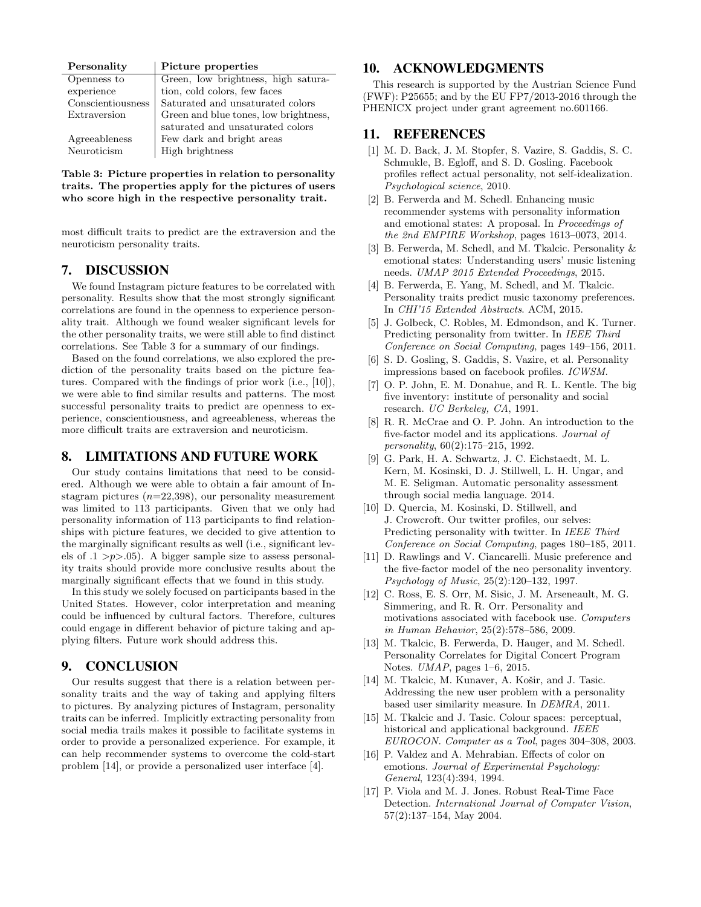| Personality | Picture properties |
|---|---|
| Openness to experience | Green, low brightness, high saturation, cold colors, few faces |
| Conscientiousness | Saturated and unsaturated colors |
| Extraversion | Green and blue tones, low brightness, saturated and unsaturated colors |
| Agreeableness | Few dark and bright areas |
| Neuroticism | High brightness |

**Table 3: Picture properties in relation to personality traits. The properties apply for the pictures of users who score high in the respective personality trait.**

most difficult traits to predict are the extraversion and the neuroticism personality traits.

## 7. DISCUSSION

We found Instagram picture features to be correlated with personality. Results show that the most strongly significant correlations are found in the openness to experience personality trait. Although we found weaker significant levels for the other personality traits, we were still able to find distinct correlations. See Table 3 for a summary of our findings.

Based on the found correlations, we also explored the prediction of the personality traits based on the picture features. Compared with the findings of prior work (i.e., [10]), we were able to find similar results and patterns. The most successful personality traits to predict are openness to experience, conscientiousness, and agreeableness, whereas the more difficult traits are extraversion and neuroticism.

## 8. LIMITATIONS AND FUTURE WORK

Our study contains limitations that need to be considered. Although we were able to obtain a fair amount of Instagram pictures ($n$=22,398), our personality measurement was limited to 113 participants. Given that we only had personality information of 113 participants to find relationships with picture features, we decided to give attention to the marginally significant results as well (i.e., significant levels of $.1 > p > .05$). A bigger sample size to assess personality traits should provide more conclusive results about the marginally significant effects that we found in this study.

In this study we solely focused on participants based in the United States. However, color interpretation and meaning could be influenced by cultural factors. Therefore, cultures could engage in different behavior of picture taking and applying filters. Future work should address this.

## 9. CONCLUSION

Our results suggest that there is a relation between personality traits and the way of taking and applying filters to pictures. By analyzing pictures of Instagram, personality traits can be inferred. Implicitly extracting personality from social media trails makes it possible to facilitate systems in order to provide a personalized experience. For example, it can help recommender systems to overcome the cold-start problem [14], or provide a personalized user interface [4].

## 10. ACKNOWLEDGMENTS

This research is supported by the Austrian Science Fund (FWF): P25655; and by the EU FP7/2013-2016 through the PHENICX project under grant agreement no.601166.

## 11. REFERENCES

[1] M. D. Back, J. M. Stopfer, S. Vazire, S. Gaddis, S. C. Schmukle, B. Egloff, and S. D. Gosling. Facebook profiles reflect actual personality, not self-idealization. *Psychological science*, 2010.

[2] B. Ferwerda and M. Schedl. Enhancing music recommender systems with personality information and emotional states: A proposal. In *Proceedings of the 2nd EMPIRE Workshop*, pages 1613–0073, 2014.

[3] B. Ferwerda, M. Schedl, and M. Tkalcic. Personality & emotional states: Understanding users' music listening needs. *UMAP 2015 Extended Proceedings*, 2015.

[4] B. Ferwerda, E. Yang, M. Schedl, and M. Tkalcic. Personality traits predict music taxonomy preferences. In *CHI'15 Extended Abstracts*. ACM, 2015.

[5] J. Golbeck, C. Robles, M. Edmondson, and K. Turner. Predicting personality from twitter. In *IEEE Third Conference on Social Computing*, pages 149–156, 2011.

[6] S. D. Gosling, S. Gaddis, S. Vazire, et al. Personality impressions based on facebook profiles. *ICWSM*.

[7] O. P. John, E. M. Donahue, and R. L. Kentle. The big five inventory: institute of personality and social research. *UC Berkeley, CA*, 1991.

[8] R. R. McCrae and O. P. John. An introduction to the five-factor model and its applications. *Journal of personality*, 60(2):175–215, 1992.

[9] G. Park, H. A. Schwartz, J. C. Eichstaedt, M. L. Kern, M. Kosinski, D. J. Stillwell, L. H. Ungar, and M. E. Seligman. Automatic personality assessment through social media language. 2014.

[10] D. Quercia, M. Kosinski, D. Stillwell, and J. Crowcroft. Our twitter profiles, our selves: Predicting personality with twitter. In *IEEE Third Conference on Social Computing*, pages 180–185, 2011.

[11] D. Rawlings and V. Ciancarelli. Music preference and the five-factor model of the neo personality inventory. *Psychology of Music*, 25(2):120–132, 1997.

[12] C. Ross, E. S. Orr, M. Sisic, J. M. Arseneault, M. G. Simmering, and R. R. Orr. Personality and motivations associated with facebook use. *Computers in Human Behavior*, 25(2):578–586, 2009.

[13] M. Tkalcic, B. Ferwerda, D. Hauger, and M. Schedl. Personality Correlates for Digital Concert Program Notes. *UMAP*, pages 1–6, 2015.

[14] M. Tkalcic, M. Kunaver, A. Košir, and J. Tasic. Addressing the new user problem with a personality based user similarity measure. In *DEMRA*, 2011.

[15] M. Tkalcic and J. Tasic. Colour spaces: perceptual, historical and applicational background. *IEEE EUROCON. Computer as a Tool*, pages 304–308, 2003.

[16] P. Valdez and A. Mehrabian. Effects of color on emotions. *Journal of Experimental Psychology: General*, 123(4):394, 1994.

[17] P. Viola and M. J. Jones. Robust Real-Time Face Detection. *International Journal of Computer Vision*, 57(2):137–154, May 2004.